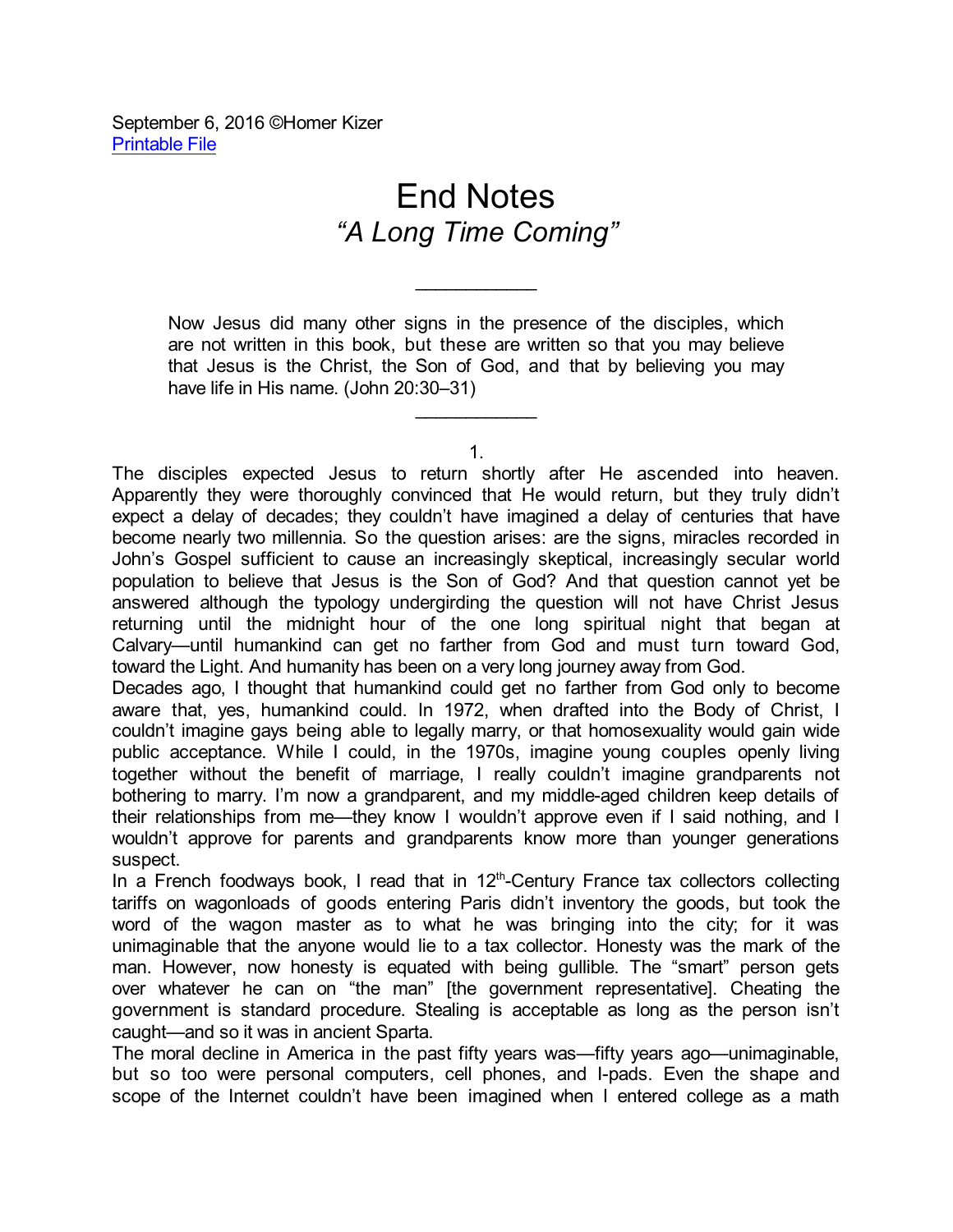September 6, 2016 ©Homer Kizer
Printable File

# End Notes
## *"A Long Time Coming"*

---

> Now Jesus did many other signs in the presence of the disciples, which are not written in this book, but these are written so that you may believe that Jesus is the Christ, the Son of God, and that by believing you may have life in His name. (John 20:30–31)

---

1.

The disciples expected Jesus to return shortly after He ascended into heaven. Apparently they were thoroughly convinced that He would return, but they truly didn't expect a delay of decades; they couldn't have imagined a delay of centuries that have become nearly two millennia. So the question arises: are the signs, miracles recorded in John's Gospel sufficient to cause an increasingly skeptical, increasingly secular world population to believe that Jesus is the Son of God? And that question cannot yet be answered although the typology undergirding the question will not have Christ Jesus returning until the midnight hour of the one long spiritual night that began at Calvary—until humankind can get no farther from God and must turn toward God, toward the Light. And humanity has been on a very long journey away from God.

Decades ago, I thought that humankind could get no farther from God only to become aware that, yes, humankind could. In 1972, when drafted into the Body of Christ, I couldn't imagine gays being able to legally marry, or that homosexuality would gain wide public acceptance. While I could, in the 1970s, imagine young couples openly living together without the benefit of marriage, I really couldn't imagine grandparents not bothering to marry. I'm now a grandparent, and my middle-aged children keep details of their relationships from me—they know I wouldn't approve even if I said nothing, and I wouldn't approve for parents and grandparents know more than younger generations suspect.

In a French foodways book, I read that in 12th-Century France tax collectors collecting tariffs on wagonloads of goods entering Paris didn't inventory the goods, but took the word of the wagon master as to what he was bringing into the city; for it was unimaginable that the anyone would lie to a tax collector. Honesty was the mark of the man. However, now honesty is equated with being gullible. The "smart" person gets over whatever he can on "the man" [the government representative]. Cheating the government is standard procedure. Stealing is acceptable as long as the person isn't caught—and so it was in ancient Sparta.

The moral decline in America in the past fifty years was—fifty years ago—unimaginable, but so too were personal computers, cell phones, and I-pads. Even the shape and scope of the Internet couldn't have been imagined when I entered college as a math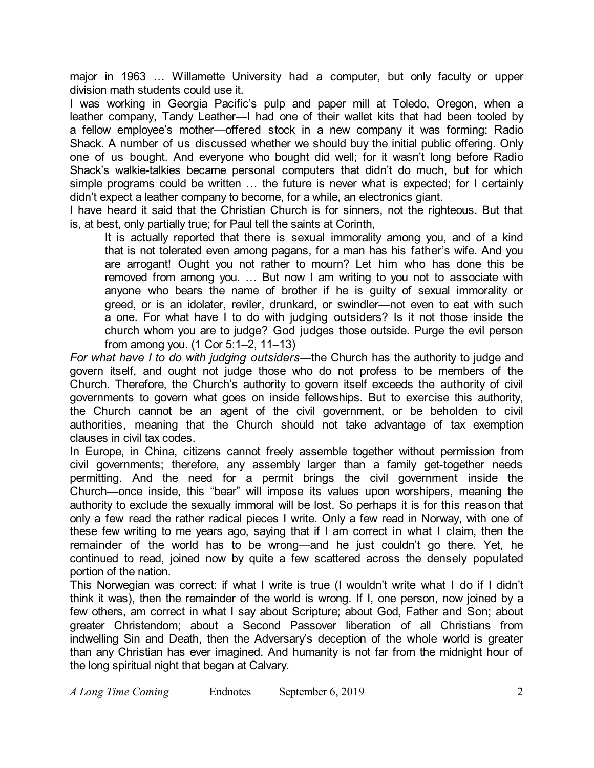major in 1963 … Willamette University had a computer, but only faculty or upper division math students could use it.

I was working in Georgia Pacific's pulp and paper mill at Toledo, Oregon, when a leather company, Tandy Leather—I had one of their wallet kits that had been tooled by a fellow employee's mother—offered stock in a new company it was forming: Radio Shack. A number of us discussed whether we should buy the initial public offering. Only one of us bought. And everyone who bought did well; for it wasn't long before Radio Shack's walkie-talkies became personal computers that didn't do much, but for which simple programs could be written … the future is never what is expected; for I certainly didn't expect a leather company to become, for a while, an electronics giant.

I have heard it said that the Christian Church is for sinners, not the righteous. But that is, at best, only partially true; for Paul tell the saints at Corinth,

> It is actually reported that there is sexual immorality among you, and of a kind that is not tolerated even among pagans, for a man has his father's wife. And you are arrogant! Ought you not rather to mourn? Let him who has done this be removed from among you. … But now I am writing to you not to associate with anyone who bears the name of brother if he is guilty of sexual immorality or greed, or is an idolater, reviler, drunkard, or swindler—not even to eat with such a one. For what have I to do with judging outsiders? Is it not those inside the church whom you are to judge? God judges those outside. Purge the evil person from among you. (1 Cor 5:1–2, 11–13)

*For what have I to do with judging outsiders*—the Church has the authority to judge and govern itself, and ought not judge those who do not profess to be members of the Church. Therefore, the Church's authority to govern itself exceeds the authority of civil governments to govern what goes on inside fellowships. But to exercise this authority, the Church cannot be an agent of the civil government, or be beholden to civil authorities, meaning that the Church should not take advantage of tax exemption clauses in civil tax codes.

In Europe, in China, citizens cannot freely assemble together without permission from civil governments; therefore, any assembly larger than a family get-together needs permitting. And the need for a permit brings the civil government inside the Church—once inside, this "bear" will impose its values upon worshipers, meaning the authority to exclude the sexually immoral will be lost. So perhaps it is for this reason that only a few read the rather radical pieces I write. Only a few read in Norway, with one of these few writing to me years ago, saying that if I am correct in what I claim, then the remainder of the world has to be wrong—and he just couldn't go there. Yet, he continued to read, joined now by quite a few scattered across the densely populated portion of the nation.

This Norwegian was correct: if what I write is true (I wouldn't write what I do if I didn't think it was), then the remainder of the world is wrong. If I, one person, now joined by a few others, am correct in what I say about Scripture; about God, Father and Son; about greater Christendom; about a Second Passover liberation of all Christians from indwelling Sin and Death, then the Adversary's deception of the whole world is greater than any Christian has ever imagined. And humanity is not far from the midnight hour of the long spiritual night that began at Calvary.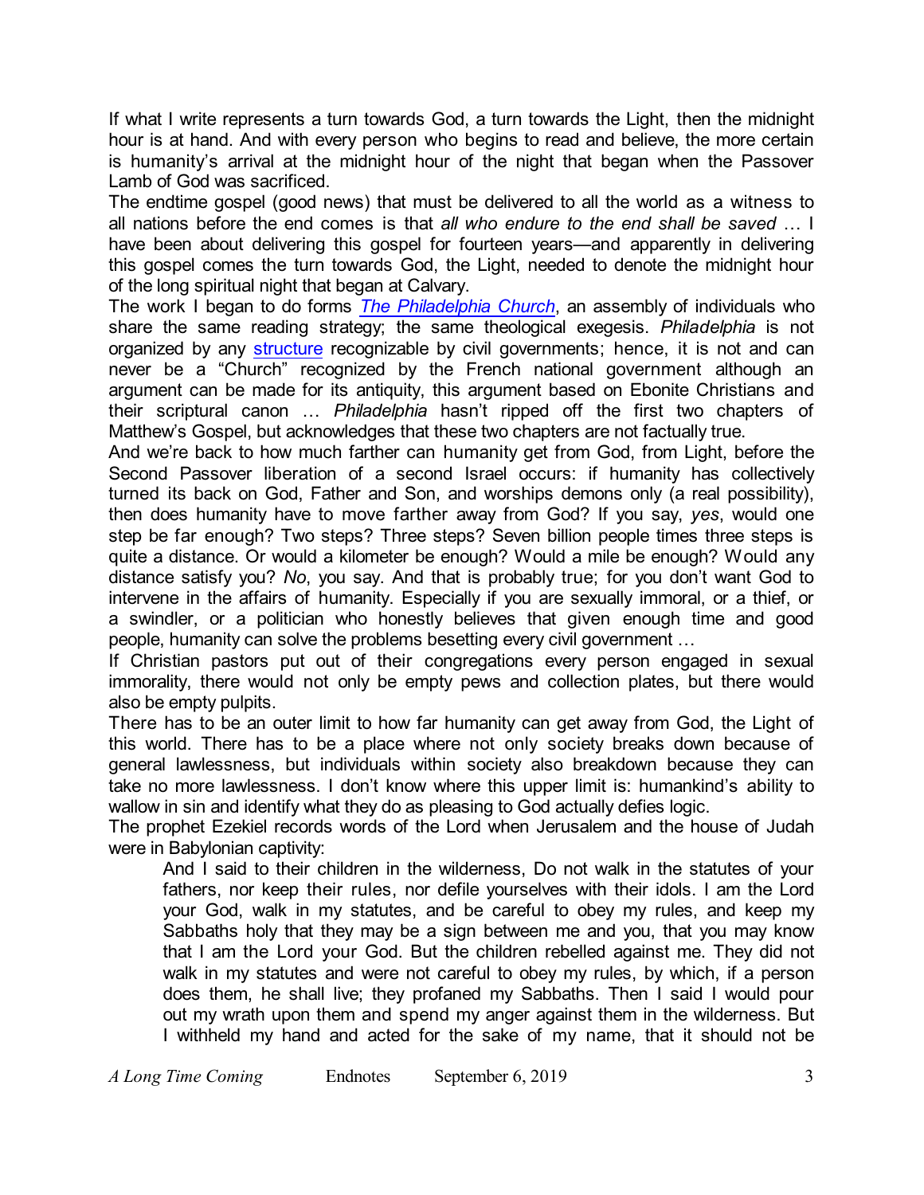If what I write represents a turn towards God, a turn towards the Light, then the midnight hour is at hand. And with every person who begins to read and believe, the more certain is humanity's arrival at the midnight hour of the night that began when the Passover Lamb of God was sacrificed.

The endtime gospel (good news) that must be delivered to all the world as a witness to all nations before the end comes is that *all who endure to the end shall be saved* … I have been about delivering this gospel for fourteen years—and apparently in delivering this gospel comes the turn towards God, the Light, needed to denote the midnight hour of the long spiritual night that began at Calvary.

The work I began to do forms *The Philadelphia Church*, an assembly of individuals who share the same reading strategy; the same theological exegesis. *Philadelphia* is not organized by any structure recognizable by civil governments; hence, it is not and can never be a "Church" recognized by the French national government although an argument can be made for its antiquity, this argument based on Ebonite Christians and their scriptural canon … *Philadelphia* hasn't ripped off the first two chapters of Matthew's Gospel, but acknowledges that these two chapters are not factually true.

And we're back to how much farther can humanity get from God, from Light, before the Second Passover liberation of a second Israel occurs: if humanity has collectively turned its back on God, Father and Son, and worships demons only (a real possibility), then does humanity have to move farther away from God? If you say, *yes*, would one step be far enough? Two steps? Three steps? Seven billion people times three steps is quite a distance. Or would a kilometer be enough? Would a mile be enough? Would any distance satisfy you? *No*, you say. And that is probably true; for you don't want God to intervene in the affairs of humanity. Especially if you are sexually immoral, or a thief, or a swindler, or a politician who honestly believes that given enough time and good people, humanity can solve the problems besetting every civil government …

If Christian pastors put out of their congregations every person engaged in sexual immorality, there would not only be empty pews and collection plates, but there would also be empty pulpits.

There has to be an outer limit to how far humanity can get away from God, the Light of this world. There has to be a place where not only society breaks down because of general lawlessness, but individuals within society also breakdown because they can take no more lawlessness. I don't know where this upper limit is: humankind's ability to wallow in sin and identify what they do as pleasing to God actually defies logic.

The prophet Ezekiel records words of the Lord when Jerusalem and the house of Judah were in Babylonian captivity:

> And I said to their children in the wilderness, Do not walk in the statutes of your fathers, nor keep their rules, nor defile yourselves with their idols. I am the Lord your God, walk in my statutes, and be careful to obey my rules, and keep my Sabbaths holy that they may be a sign between me and you, that you may know that I am the Lord your God. But the children rebelled against me. They did not walk in my statutes and were not careful to obey my rules, by which, if a person does them, he shall live; they profaned my Sabbaths. Then I said I would pour out my wrath upon them and spend my anger against them in the wilderness. But I withheld my hand and acted for the sake of my name, that it should not be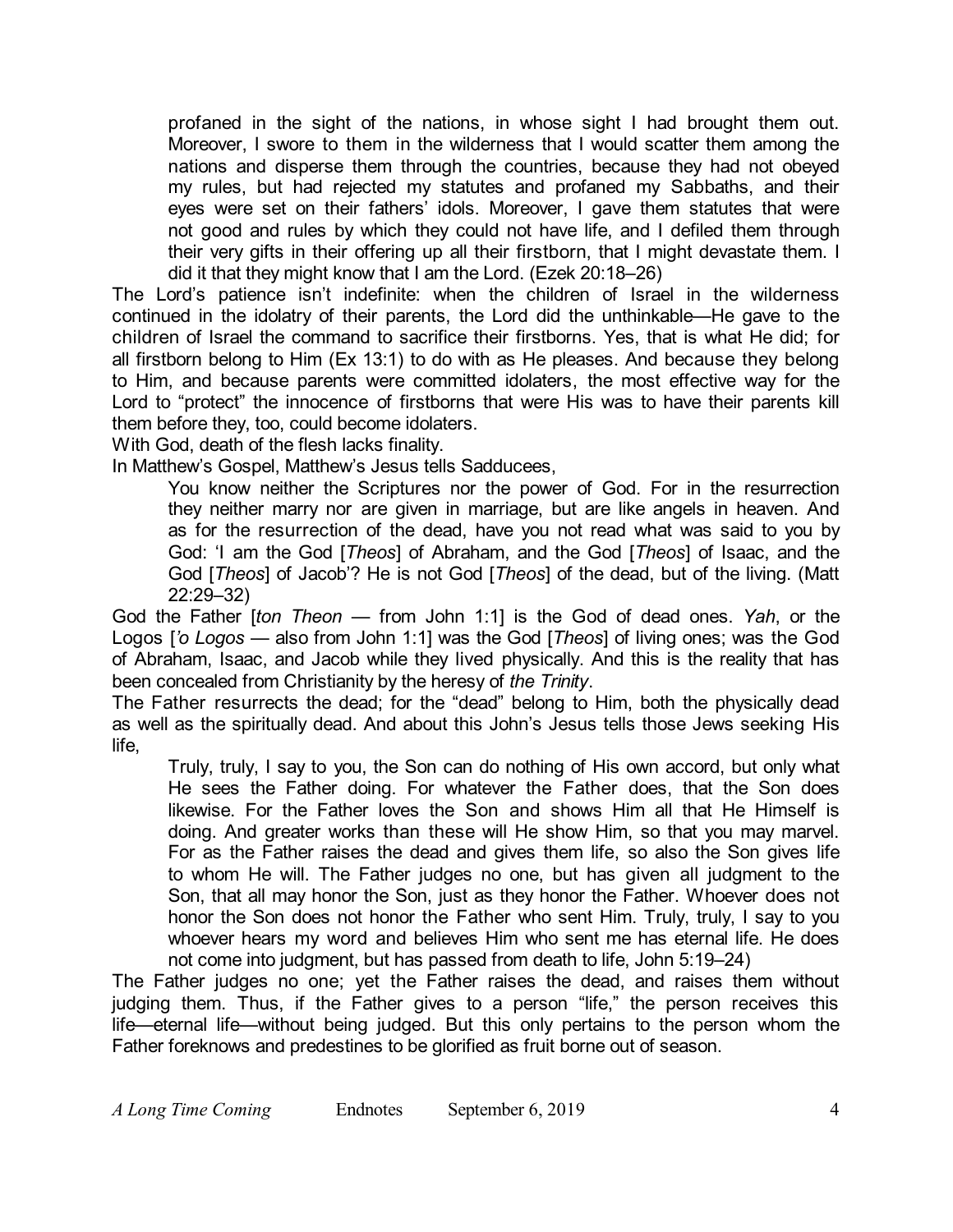> profaned in the sight of the nations, in whose sight I had brought them out. Moreover, I swore to them in the wilderness that I would scatter them among the nations and disperse them through the countries, because they had not obeyed my rules, but had rejected my statutes and profaned my Sabbaths, and their eyes were set on their fathers' idols. Moreover, I gave them statutes that were not good and rules by which they could not have life, and I defiled them through their very gifts in their offering up all their firstborn, that I might devastate them. I did it that they might know that I am the Lord. (Ezek 20:18–26)

The Lord's patience isn't indefinite: when the children of Israel in the wilderness continued in the idolatry of their parents, the Lord did the unthinkable—He gave to the children of Israel the command to sacrifice their firstborns. Yes, that is what He did; for all firstborn belong to Him (Ex 13:1) to do with as He pleases. And because they belong to Him, and because parents were committed idolaters, the most effective way for the Lord to "protect" the innocence of firstborns that were His was to have their parents kill them before they, too, could become idolaters.

With God, death of the flesh lacks finality.

In Matthew's Gospel, Matthew's Jesus tells Sadducees,

> You know neither the Scriptures nor the power of God. For in the resurrection they neither marry nor are given in marriage, but are like angels in heaven. And as for the resurrection of the dead, have you not read what was said to you by God: 'I am the God [*Theos*] of Abraham, and the God [*Theos*] of Isaac, and the God [*Theos*] of Jacob'? He is not God [*Theos*] of the dead, but of the living. (Matt 22:29–32)

God the Father [*ton Theon* — from John 1:1] is the God of dead ones. *Yah*, or the Logos [*'o Logos* — also from John 1:1] was the God [*Theos*] of living ones; was the God of Abraham, Isaac, and Jacob while they lived physically. And this is the reality that has been concealed from Christianity by the heresy of *the Trinity*.

The Father resurrects the dead; for the "dead" belong to Him, both the physically dead as well as the spiritually dead. And about this John's Jesus tells those Jews seeking His life,

> Truly, truly, I say to you, the Son can do nothing of His own accord, but only what He sees the Father doing. For whatever the Father does, that the Son does likewise. For the Father loves the Son and shows Him all that He Himself is doing. And greater works than these will He show Him, so that you may marvel. For as the Father raises the dead and gives them life, so also the Son gives life to whom He will. The Father judges no one, but has given all judgment to the Son, that all may honor the Son, just as they honor the Father. Whoever does not honor the Son does not honor the Father who sent Him. Truly, truly, I say to you whoever hears my word and believes Him who sent me has eternal life. He does not come into judgment, but has passed from death to life, John 5:19–24)

The Father judges no one; yet the Father raises the dead, and raises them without judging them. Thus, if the Father gives to a person "life," the person receives this life—eternal life—without being judged. But this only pertains to the person whom the Father foreknows and predestines to be glorified as fruit borne out of season.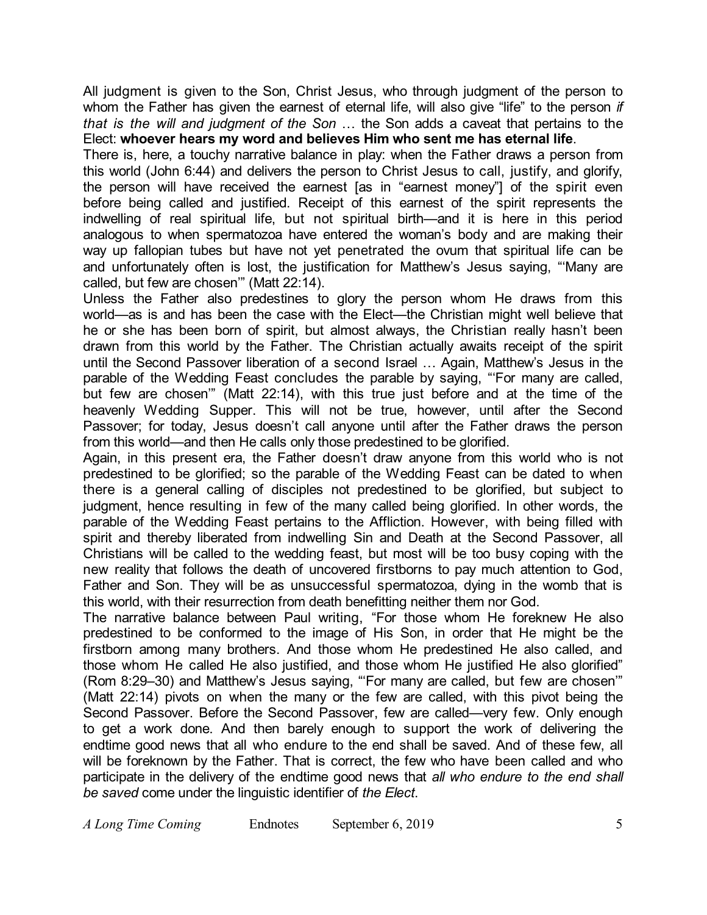All judgment is given to the Son, Christ Jesus, who through judgment of the person to whom the Father has given the earnest of eternal life, will also give "life" to the person *if that is the will and judgment of the Son* … the Son adds a caveat that pertains to the Elect: **whoever hears my word and believes Him who sent me has eternal life**.

There is, here, a touchy narrative balance in play: when the Father draws a person from this world (John 6:44) and delivers the person to Christ Jesus to call, justify, and glorify, the person will have received the earnest [as in "earnest money"] of the spirit even before being called and justified. Receipt of this earnest of the spirit represents the indwelling of real spiritual life, but not spiritual birth—and it is here in this period analogous to when spermatozoa have entered the woman's body and are making their way up fallopian tubes but have not yet penetrated the ovum that spiritual life can be and unfortunately often is lost, the justification for Matthew's Jesus saying, "'Many are called, but few are chosen'" (Matt 22:14).

Unless the Father also predestines to glory the person whom He draws from this world—as is and has been the case with the Elect—the Christian might well believe that he or she has been born of spirit, but almost always, the Christian really hasn't been drawn from this world by the Father. The Christian actually awaits receipt of the spirit until the Second Passover liberation of a second Israel … Again, Matthew's Jesus in the parable of the Wedding Feast concludes the parable by saying, "'For many are called, but few are chosen'" (Matt 22:14), with this true just before and at the time of the heavenly Wedding Supper. This will not be true, however, until after the Second Passover; for today, Jesus doesn't call anyone until after the Father draws the person from this world—and then He calls only those predestined to be glorified.

Again, in this present era, the Father doesn't draw anyone from this world who is not predestined to be glorified; so the parable of the Wedding Feast can be dated to when there is a general calling of disciples not predestined to be glorified, but subject to judgment, hence resulting in few of the many called being glorified. In other words, the parable of the Wedding Feast pertains to the Affliction. However, with being filled with spirit and thereby liberated from indwelling Sin and Death at the Second Passover, all Christians will be called to the wedding feast, but most will be too busy coping with the new reality that follows the death of uncovered firstborns to pay much attention to God, Father and Son. They will be as unsuccessful spermatozoa, dying in the womb that is this world, with their resurrection from death benefitting neither them nor God.

The narrative balance between Paul writing, "For those whom He foreknew He also predestined to be conformed to the image of His Son, in order that He might be the firstborn among many brothers. And those whom He predestined He also called, and those whom He called He also justified, and those whom He justified He also glorified" (Rom 8:29–30) and Matthew's Jesus saying, "'For many are called, but few are chosen'" (Matt 22:14) pivots on when the many or the few are called, with this pivot being the Second Passover. Before the Second Passover, few are called—very few. Only enough to get a work done. And then barely enough to support the work of delivering the endtime good news that all who endure to the end shall be saved. And of these few, all will be foreknown by the Father. That is correct, the few who have been called and who participate in the delivery of the endtime good news that *all who endure to the end shall be saved* come under the linguistic identifier of *the Elect*.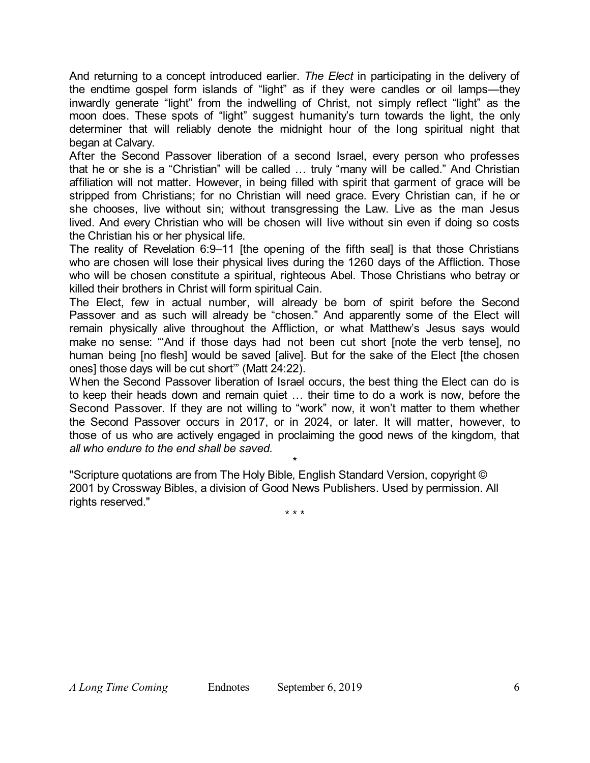And returning to a concept introduced earlier. *The Elect* in participating in the delivery of the endtime gospel form islands of "light" as if they were candles or oil lamps—they inwardly generate "light" from the indwelling of Christ, not simply reflect "light" as the moon does. These spots of "light" suggest humanity's turn towards the light, the only determiner that will reliably denote the midnight hour of the long spiritual night that began at Calvary.

After the Second Passover liberation of a second Israel, every person who professes that he or she is a "Christian" will be called … truly "many will be called." And Christian affiliation will not matter. However, in being filled with spirit that garment of grace will be stripped from Christians; for no Christian will need grace. Every Christian can, if he or she chooses, live without sin; without transgressing the Law. Live as the man Jesus lived. And every Christian who will be chosen will live without sin even if doing so costs the Christian his or her physical life.

The reality of Revelation 6:9–11 [the opening of the fifth seal] is that those Christians who are chosen will lose their physical lives during the 1260 days of the Affliction. Those who will be chosen constitute a spiritual, righteous Abel. Those Christians who betray or killed their brothers in Christ will form spiritual Cain.

The Elect, few in actual number, will already be born of spirit before the Second Passover and as such will already be "chosen." And apparently some of the Elect will remain physically alive throughout the Affliction, or what Matthew's Jesus says would make no sense: "'And if those days had not been cut short [note the verb tense], no human being [no flesh] would be saved [alive]. But for the sake of the Elect [the chosen ones] those days will be cut short'" (Matt 24:22).

When the Second Passover liberation of Israel occurs, the best thing the Elect can do is to keep their heads down and remain quiet … their time to do a work is now, before the Second Passover. If they are not willing to "work" now, it won't matter to them whether the Second Passover occurs in 2017, or in 2024, or later. It will matter, however, to those of us who are actively engaged in proclaiming the good news of the kingdom, that *all who endure to the end shall be saved.*

*

"Scripture quotations are from The Holy Bible, English Standard Version, copyright © 2001 by Crossway Bibles, a division of Good News Publishers. Used by permission. All rights reserved."

* * *